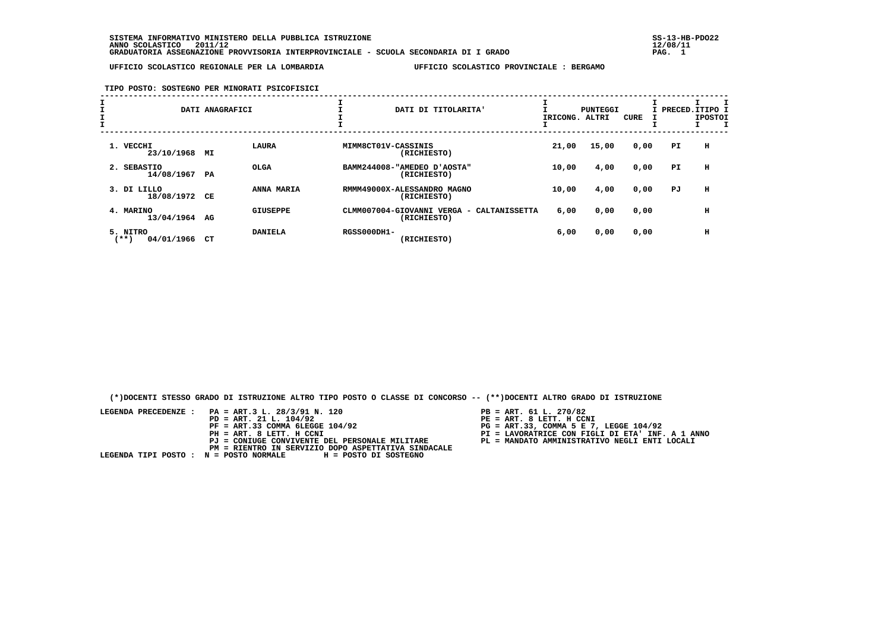SISTEMA INFORMATIVO MINISTERO DELLA PUBBLICA ISTRUZIONE
ANNO SCOLASTICO 2011/12
GRADUATORIA ASSEGNAZIONE PROVVISORIA INTERPROVINCIALE - SCUOLA SECONDARIA DI I GRADO

SS-13-HB-PDO22
12/08/11

UFFICIO SCOLASTICO REGIONALE PER LA LOMBARDIA    UFFICIO SCOLASTICO PROVINCIALE : BERGAMO

TIPO POSTO: SOSTEGNO PER MINORATI PSICOFISICI

| DATI ANAGRAFICI | | | DATI DI TITOLARITA' | PUNTEGGI RICONG. | PUNTEGGI ALTRI | PUNTEGGI CURE | PRECED. | TIPO POSTO |
|---|---|---|---|---|---|---|---|---|
| 1. VECCHI 23/10/1968 | MI | LAURA | MIMM8CT01V-CASSINIS (RICHIESTO) | 21,00 | 15,00 | 0,00 | PI | H |
| 2. SEBASTIO 14/08/1967 | PA | OLGA | BAMM244008-"AMEDEO D'AOSTA" (RICHIESTO) | 10,00 | 4,00 | 0,00 | PI | H |
| 3. DI LILLO 18/08/1972 | CE | ANNA MARIA | RMMM49000X-ALESSANDRO MAGNO (RICHIESTO) | 10,00 | 4,00 | 0,00 | PJ | H |
| 4. MARINO 13/04/1964 | AG | GIUSEPPE | CLMM007004-GIOVANNI VERGA - CALTANISSETTA (RICHIESTO) | 6,00 | 0,00 | 0,00 | | H |
| 5. NITRO (**) 04/01/1966 | CT | DANIELA | RGSS000DH1- (RICHIESTO) | 6,00 | 0,00 | 0,00 | | H |

(*)DOCENTI STESSO GRADO DI ISTRUZIONE ALTRO TIPO POSTO O CLASSE DI CONCORSO -- (**)DOCENTI ALTRO GRADO DI ISTRUZIONE

LEGENDA PRECEDENZE :
- PA = ART.3 L. 28/3/91 N. 120
- PB = ART. 61 L. 270/82
- PD = ART. 21 L. 104/92
- PE = ART. 8 LETT. H CCNI
- PF = ART.33 COMMA 6LEGGE 104/92
- PG = ART.33, COMMA 5 E 7, LEGGE 104/92
- PH = ART. 8 LETT. H CCNI
- PI = LAVORATRICE CON FIGLI DI ETA' INF. A 1 ANNO
- PJ = CONIUGE CONVIVENTE DEL PERSONALE MILITARE
- PL = MANDATO AMMINISTRATIVO NEGLI ENTI LOCALI
- PM = RIENTRO IN SERVIZIO DOPO ASPETTATIVA SINDACALE

LEGENDA TIPI POSTO : N = POSTO NORMALE    H = POSTO DI SOSTEGNO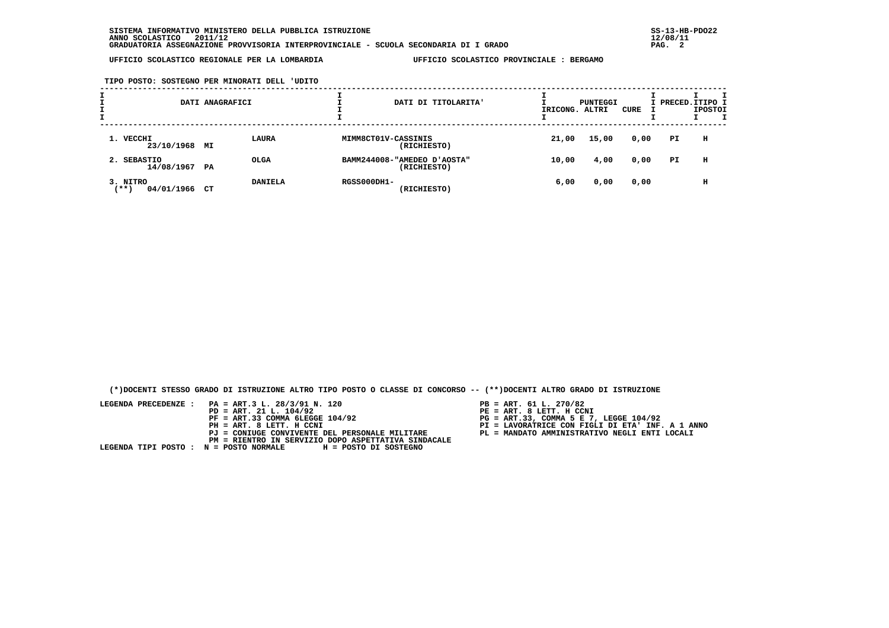SISTEMA INFORMATIVO MINISTERO DELLA PUBBLICA ISTRUZIONE
ANNO SCOLASTICO 2011/12
GRADUATORIA ASSEGNAZIONE PROVVISORIA INTERPROVINCIALE - SCUOLA SECONDARIA DI I GRADO

UFFICIO SCOLASTICO REGIONALE PER LA LOMBARDIA — UFFICIO SCOLASTICO PROVINCIALE : BERGAMO

TIPO POSTO: SOSTEGNO PER MINORATI DELL 'UDITO

| DATI ANAGRAFICI | | | DATI DI TITOLARITA' | PUNTEGGI RICONG. | ALTRI | CURE | PRECED. | TIPO POSTO |
|---|---|---|---|---|---|---|---|---|
| 1. VECCHI 23/10/1968 | MI | LAURA | MIMM8CT01V-CASSINIS (RICHIESTO) | 21,00 | 15,00 | 0,00 | PI | H |
| 2. SEBASTIO 14/08/1967 | PA | OLGA | BAMM244008-"AMEDEO D'AOSTA" (RICHIESTO) | 10,00 | 4,00 | 0,00 | PI | H |
| 3. NITRO (**) 04/01/1966 | CT | DANIELA | RGSS000DH1- (RICHIESTO) | 6,00 | 0,00 | 0,00 | | H |

(*)DOCENTI STESSO GRADO DI ISTRUZIONE ALTRO TIPO POSTO O CLASSE DI CONCORSO -- (**)DOCENTI ALTRO GRADO DI ISTRUZIONE

LEGENDA PRECEDENZE :
- PA = ART.3 L. 28/3/91 N. 120
- PB = ART. 61 L. 270/82
- PD = ART. 21 L. 104/92
- PE = ART. 8 LETT. H CCNI
- PF = ART.33 COMMA 6LEGGE 104/92
- PG = ART.33, COMMA 5 E 7, LEGGE 104/92
- PH = ART. 8 LETT. H CCNI
- PI = LAVORATRICE CON FIGLI DI ETA' INF. A 1 ANNO
- PJ = CONIUGE CONVIVENTE DEL PERSONALE MILITARE
- PL = MANDATO AMMINISTRATIVO NEGLI ENTI LOCALI
- PM = RIENTRO IN SERVIZIO DOPO ASPETTATIVA SINDACALE

LEGENDA TIPI POSTO : N = POSTO NORMALE H = POSTO DI SOSTEGNO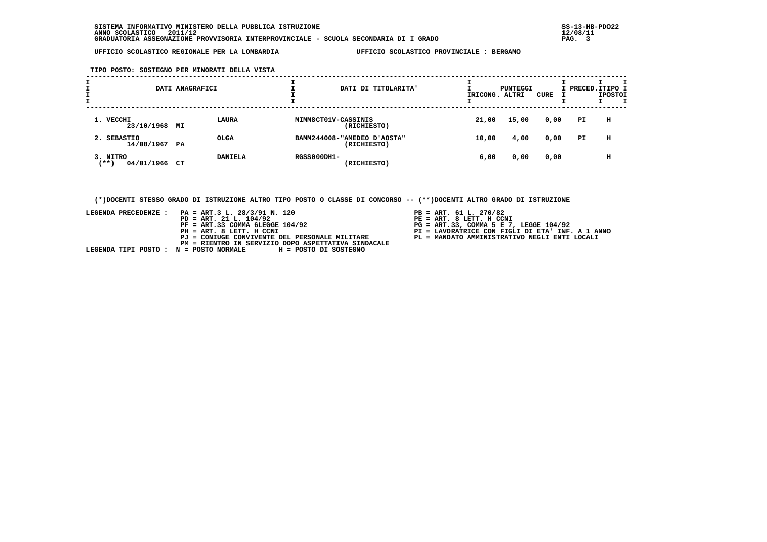SISTEMA INFORMATIVO MINISTERO DELLA PUBBLICA ISTRUZIONE
ANNO SCOLASTICO 2011/12
GRADUATORIA ASSEGNAZIONE PROVVISORIA INTERPROVINCIALE - SCUOLA SECONDARIA DI I GRADO

SS-13-HB-PDO22
12/08/11

UFFICIO SCOLASTICO REGIONALE PER LA LOMBARDIA UFFICIO SCOLASTICO PROVINCIALE : BERGAMO

TIPO POSTO: SOSTEGNO PER MINORATI DELLA VISTA

| DATI ANAGRAFICI | | | DATI DI TITOLARITA' | PUNTEGGI RICONG. | ALTRI | CURE | PRECED. | TIPO POSTO |
|---|---|---|---|---|---|---|---|---|
| 1. VECCHI 23/10/1968 | MI | LAURA | MIMM8CT01V-CASSINIS (RICHIESTO) | 21,00 | 15,00 | 0,00 | PI | H |
| 2. SEBASTIO 14/08/1967 | PA | OLGA | BAMM244008-"AMEDEO D'AOSTA" (RICHIESTO) | 10,00 | 4,00 | 0,00 | PI | H |
| 3. NITRO (**) 04/01/1966 | CT | DANIELA | RGSS000DH1- (RICHIESTO) | 6,00 | 0,00 | 0,00 | | H |

(*)DOCENTI STESSO GRADO DI ISTRUZIONE ALTRO TIPO POSTO O CLASSE DI CONCORSO -- (**)DOCENTI ALTRO GRADO DI ISTRUZIONE

LEGENDA PRECEDENZE :
PA = ART.3 L. 28/3/91 N. 120
PB = ART. 61 L. 270/82
PD = ART. 21 L. 104/92
PE = ART. 8 LETT. H CCNI
PF = ART.33 COMMA 6LEGGE 104/92
PG = ART.33, COMMA 5 E 7, LEGGE 104/92
PH = ART. 8 LETT. H CCNI
PI = LAVORATRICE CON FIGLI DI ETA' INF. A 1 ANNO
PJ = CONIUGE CONVIVENTE DEL PERSONALE MILITARE
PL = MANDATO AMMINISTRATIVO NEGLI ENTI LOCALI
PM = RIENTRO IN SERVIZIO DOPO ASPETTATIVA SINDACALE

LEGENDA TIPI POSTO : N = POSTO NORMALE H = POSTO DI SOSTEGNO